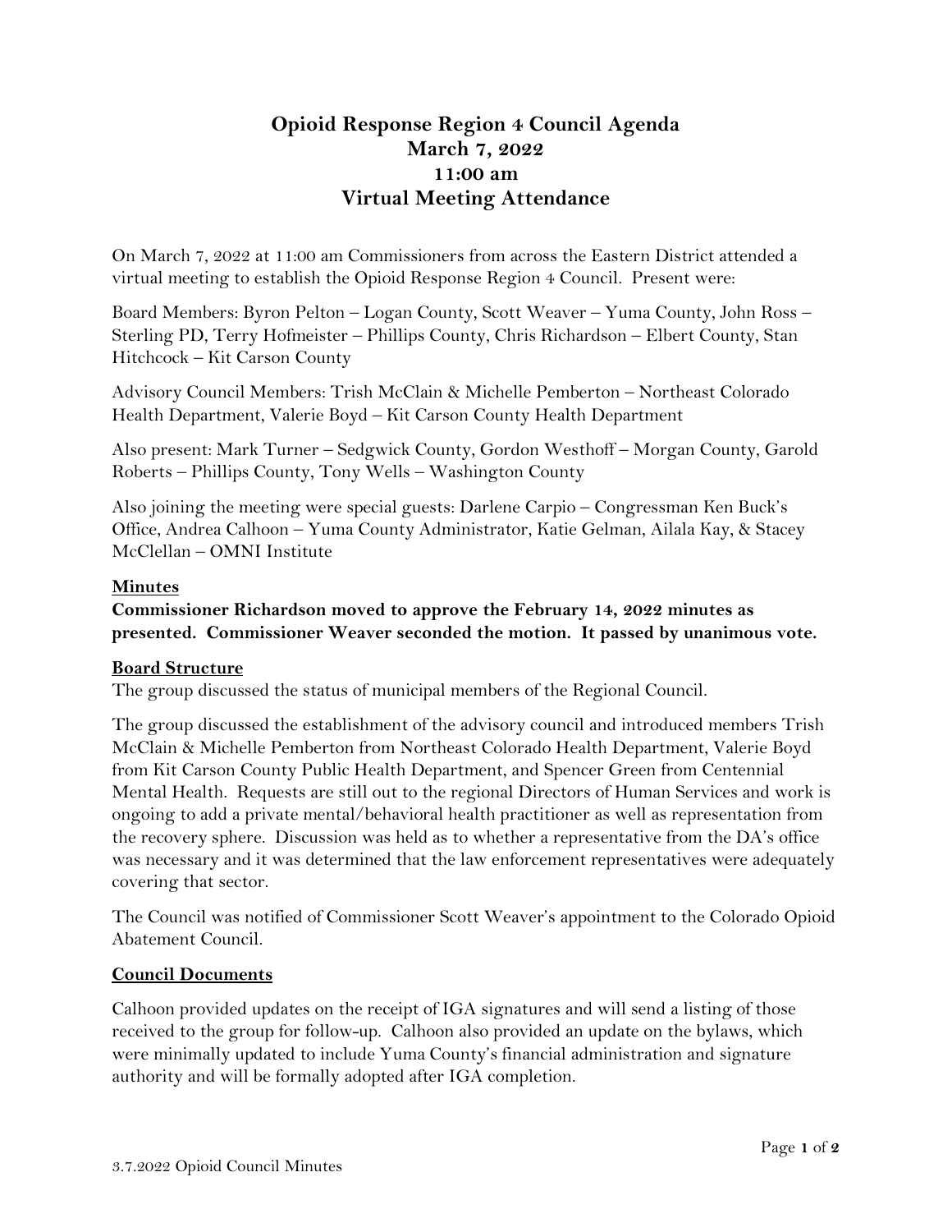# Opioid Response Region 4 Council Agenda
# March 7, 2022
# 11:00 am
# Virtual Meeting Attendance

On March 7, 2022 at 11:00 am Commissioners from across the Eastern District attended a virtual meeting to establish the Opioid Response Region 4 Council. Present were:

Board Members: Byron Pelton – Logan County, Scott Weaver – Yuma County, John Ross – Sterling PD, Terry Hofmeister – Phillips County, Chris Richardson – Elbert County, Stan Hitchcock – Kit Carson County

Advisory Council Members: Trish McClain & Michelle Pemberton – Northeast Colorado Health Department, Valerie Boyd – Kit Carson County Health Department

Also present: Mark Turner – Sedgwick County, Gordon Westhoff – Morgan County, Garold Roberts – Phillips County, Tony Wells – Washington County

Also joining the meeting were special guests: Darlene Carpio – Congressman Ken Buck's Office, Andrea Calhoon – Yuma County Administrator, Katie Gelman, Ailala Kay, & Stacey McClellan – OMNI Institute

**Minutes**

**Commissioner Richardson moved to approve the February 14, 2022 minutes as presented. Commissioner Weaver seconded the motion. It passed by unanimous vote.**

**Board Structure**

The group discussed the status of municipal members of the Regional Council.

The group discussed the establishment of the advisory council and introduced members Trish McClain & Michelle Pemberton from Northeast Colorado Health Department, Valerie Boyd from Kit Carson County Public Health Department, and Spencer Green from Centennial Mental Health. Requests are still out to the regional Directors of Human Services and work is ongoing to add a private mental/behavioral health practitioner as well as representation from the recovery sphere. Discussion was held as to whether a representative from the DA's office was necessary and it was determined that the law enforcement representatives were adequately covering that sector.

The Council was notified of Commissioner Scott Weaver's appointment to the Colorado Opioid Abatement Council.

**Council Documents**

Calhoon provided updates on the receipt of IGA signatures and will send a listing of those received to the group for follow-up. Calhoon also provided an update on the bylaws, which were minimally updated to include Yuma County's financial administration and signature authority and will be formally adopted after IGA completion.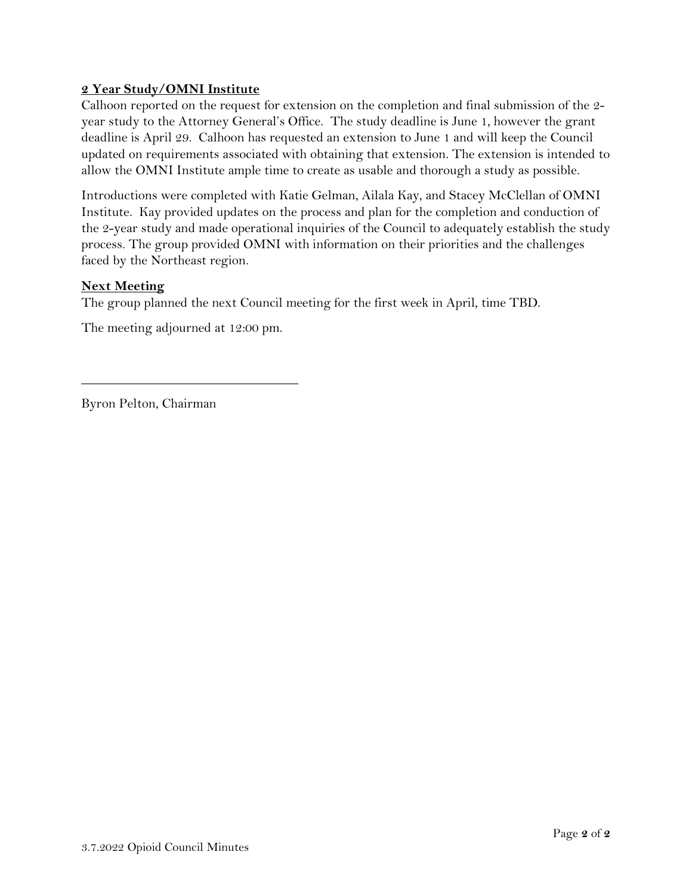## 2 Year Study/OMNI Institute

Calhoon reported on the request for extension on the completion and final submission of the 2-year study to the Attorney General's Office. The study deadline is June 1, however the grant deadline is April 29. Calhoon has requested an extension to June 1 and will keep the Council updated on requirements associated with obtaining that extension. The extension is intended to allow the OMNI Institute ample time to create as usable and thorough a study as possible.

Introductions were completed with Katie Gelman, Ailala Kay, and Stacey McClellan of OMNI Institute. Kay provided updates on the process and plan for the completion and conduction of the 2-year study and made operational inquiries of the Council to adequately establish the study process. The group provided OMNI with information on their priorities and the challenges faced by the Northeast region.

## Next Meeting

The group planned the next Council meeting for the first week in April, time TBD.

The meeting adjourned at 12:00 pm.

\_\_\_\_\_\_\_\_\_\_\_\_\_\_\_\_\_\_\_\_\_\_\_\_\_\_\_\_\_\_

Byron Pelton, Chairman